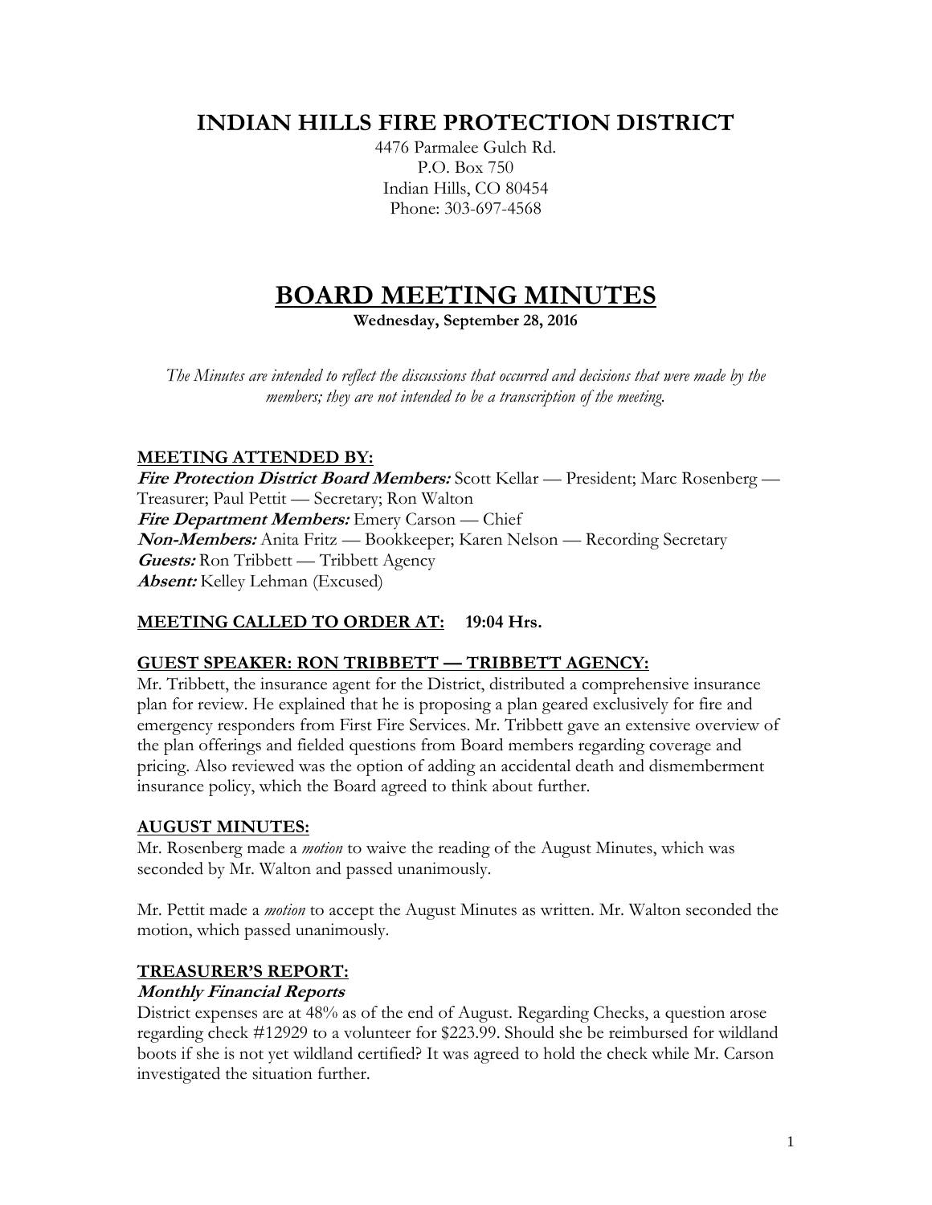# INDIAN HILLS FIRE PROTECTION DISTRICT

4476 Parmalee Gulch Rd.
P.O. Box 750
Indian Hills, CO 80454
Phone: 303-697-4568

# BOARD MEETING MINUTES

**Wednesday, September 28, 2016**

*The Minutes are intended to reflect the discussions that occurred and decisions that were made by the members; they are not intended to be a transcription of the meeting.*

## MEETING ATTENDED BY:

***Fire Protection District Board Members:*** Scott Kellar — President; Marc Rosenberg — Treasurer; Paul Pettit — Secretary; Ron Walton
***Fire Department Members:*** Emery Carson — Chief
***Non-Members:*** Anita Fritz — Bookkeeper; Karen Nelson — Recording Secretary
***Guests:*** Ron Tribbett — Tribbett Agency
***Absent:*** Kelley Lehman (Excused)

## MEETING CALLED TO ORDER AT: 19:04 Hrs.

## GUEST SPEAKER: RON TRIBBETT — TRIBBETT AGENCY:

Mr. Tribbett, the insurance agent for the District, distributed a comprehensive insurance plan for review. He explained that he is proposing a plan geared exclusively for fire and emergency responders from First Fire Services. Mr. Tribbett gave an extensive overview of the plan offerings and fielded questions from Board members regarding coverage and pricing. Also reviewed was the option of adding an accidental death and dismemberment insurance policy, which the Board agreed to think about further.

## AUGUST MINUTES:

Mr. Rosenberg made a *motion* to waive the reading of the August Minutes, which was seconded by Mr. Walton and passed unanimously.

Mr. Pettit made a *motion* to accept the August Minutes as written. Mr. Walton seconded the motion, which passed unanimously.

## TREASURER'S REPORT:

### *Monthly Financial Reports*

District expenses are at 48% as of the end of August. Regarding Checks, a question arose regarding check #12929 to a volunteer for $223.99. Should she be reimbursed for wildland boots if she is not yet wildland certified? It was agreed to hold the check while Mr. Carson investigated the situation further.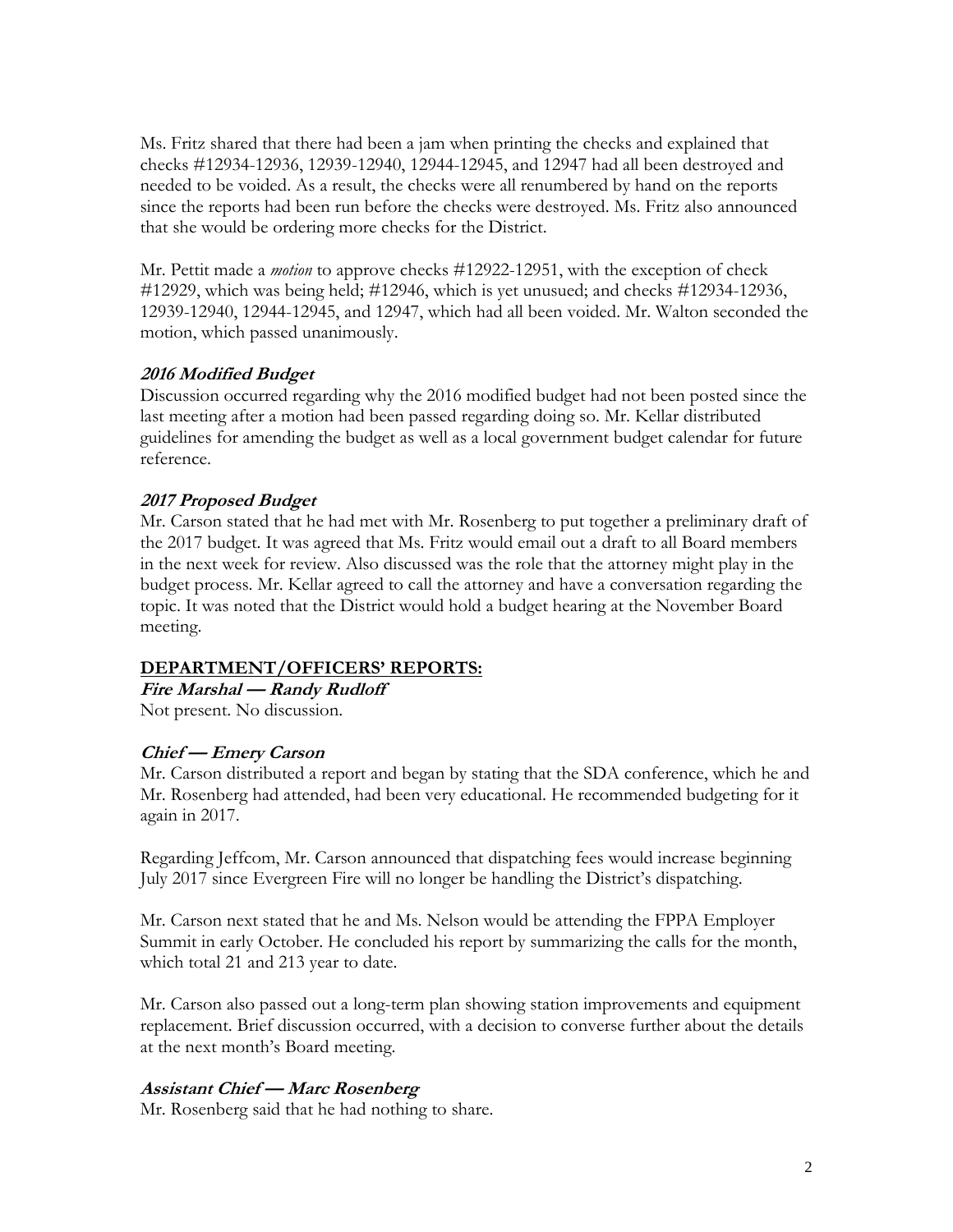Ms. Fritz shared that there had been a jam when printing the checks and explained that checks #12934-12936, 12939-12940, 12944-12945, and 12947 had all been destroyed and needed to be voided. As a result, the checks were all renumbered by hand on the reports since the reports had been run before the checks were destroyed. Ms. Fritz also announced that she would be ordering more checks for the District.

Mr. Pettit made a *motion* to approve checks #12922-12951, with the exception of check #12929, which was being held; #12946, which is yet unsued; and checks #12934-12936, 12939-12940, 12944-12945, and 12947, which had all been voided. Mr. Walton seconded the motion, which passed unanimously.

***2016 Modified Budget***

Discussion occurred regarding why the 2016 modified budget had not been posted since the last meeting after a motion had been passed regarding doing so. Mr. Kellar distributed guidelines for amending the budget as well as a local government budget calendar for future reference.

***2017 Proposed Budget***

Mr. Carson stated that he had met with Mr. Rosenberg to put together a preliminary draft of the 2017 budget. It was agreed that Ms. Fritz would email out a draft to all Board members in the next week for review. Also discussed was the role that the attorney might play in the budget process. Mr. Kellar agreed to call the attorney and have a conversation regarding the topic. It was noted that the District would hold a budget hearing at the November Board meeting.

## DEPARTMENT/OFFICERS' REPORTS:

***Fire Marshal — Randy Rudloff***

Not present. No discussion.

***Chief — Emery Carson***

Mr. Carson distributed a report and began by stating that the SDA conference, which he and Mr. Rosenberg had attended, had been very educational. He recommended budgeting for it again in 2017.

Regarding Jeffcom, Mr. Carson announced that dispatching fees would increase beginning July 2017 since Evergreen Fire will no longer be handling the District's dispatching.

Mr. Carson next stated that he and Ms. Nelson would be attending the FPPA Employer Summit in early October. He concluded his report by summarizing the calls for the month, which total 21 and 213 year to date.

Mr. Carson also passed out a long-term plan showing station improvements and equipment replacement. Brief discussion occurred, with a decision to converse further about the details at the next month's Board meeting.

***Assistant Chief — Marc Rosenberg***

Mr. Rosenberg said that he had nothing to share.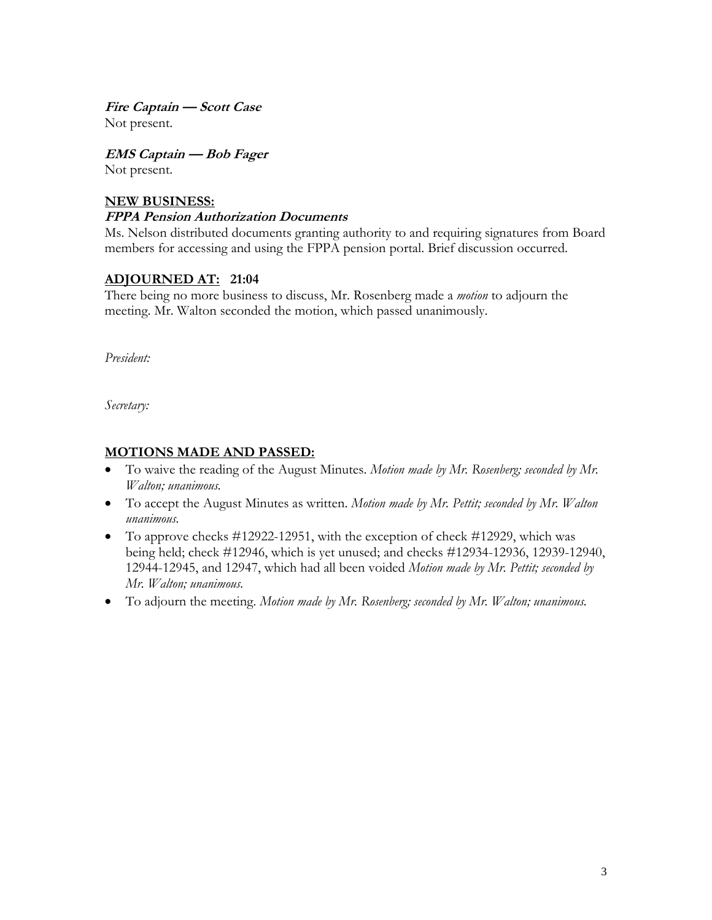***Fire Captain — Scott Case***

Not present.

***EMS Captain — Bob Fager***

Not present.

## NEW BUSINESS:

***FPPA Pension Authorization Documents***

Ms. Nelson distributed documents granting authority to and requiring signatures from Board members for accessing and using the FPPA pension portal. Brief discussion occurred.

## ADJOURNED AT: 21:04

There being no more business to discuss, Mr. Rosenberg made a *motion* to adjourn the meeting. Mr. Walton seconded the motion, which passed unanimously.

*President:*

*Secretary:*

## MOTIONS MADE AND PASSED:

- To waive the reading of the August Minutes. *Motion made by Mr. Rosenberg; seconded by Mr. Walton; unanimous.*
- To accept the August Minutes as written. *Motion made by Mr. Pettit; seconded by Mr. Walton unanimous.*
- To approve checks #12922-12951, with the exception of check #12929, which was being held; check #12946, which is yet unused; and checks #12934-12936, 12939-12940, 12944-12945, and 12947, which had all been voided *Motion made by Mr. Pettit; seconded by Mr. Walton; unanimous.*
- To adjourn the meeting. *Motion made by Mr. Rosenberg; seconded by Mr. Walton; unanimous.*